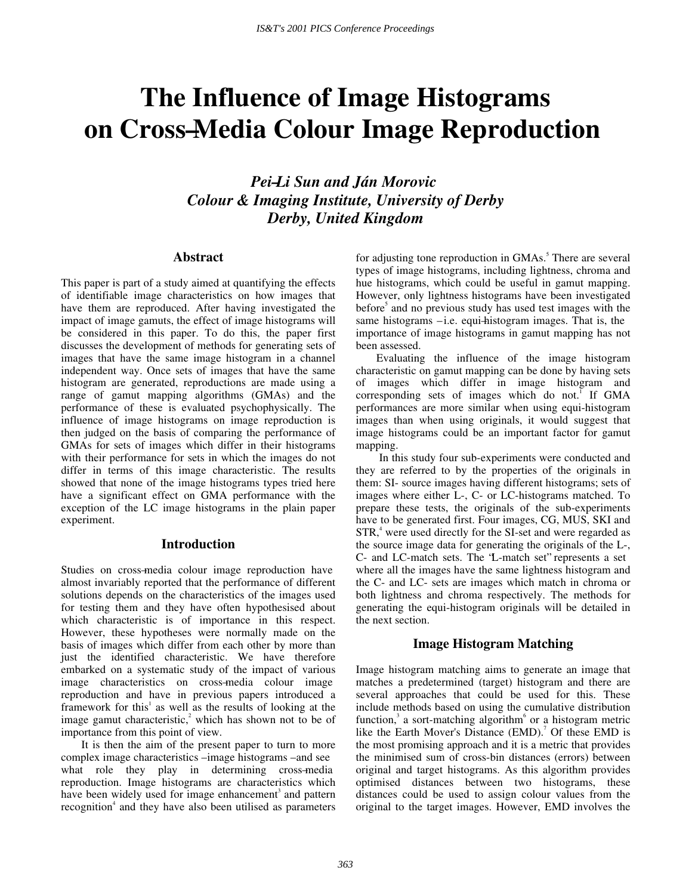# The Influence of Image Histograms on Cross-Media Colour Image Reproduction

***Pei-Li Sun and Ján Morovic***
***Colour & Imaging Institute, University of Derby***
***Derby, United Kingdom***

## Abstract

This paper is part of a study aimed at quantifying the effects of identifiable image characteristics on how images that have them are reproduced. After having investigated the impact of image gamuts, the effect of image histograms will be considered in this paper. To do this, the paper first discusses the development of methods for generating sets of images that have the same image histogram in a channel independent way. Once sets of images that have the same histogram are generated, reproductions are made using a range of gamut mapping algorithms (GMAs) and the performance of these is evaluated psychophysically. The influence of image histograms on image reproduction is then judged on the basis of comparing the performance of GMAs for sets of images which differ in their histograms with their performance for sets in which the images do not differ in terms of this image characteristic. The results showed that none of the image histograms types tried here have a significant effect on GMA performance with the exception of the LC image histograms in the plain paper experiment.

## Introduction

Studies on cross-media colour image reproduction have almost invariably reported that the performance of different solutions depends on the characteristics of the images used for testing them and they have often hypothesised about which characteristic is of importance in this respect. However, these hypotheses were normally made on the basis of images which differ from each other by more than just the identified characteristic. We have therefore embarked on a systematic study of the impact of various image characteristics on cross-media colour image reproduction and have in previous papers introduced a framework for this[1] as well as the results of looking at the image gamut characteristic,[2] which has shown not to be of importance from this point of view.

It is then the aim of the present paper to turn to more complex image characteristics –image histograms –and see what role they play in determining cross-media reproduction. Image histograms are characteristics which have been widely used for image enhancement[3] and pattern recognition[4] and they have also been utilised as parameters for adjusting tone reproduction in GMAs.[5] There are several types of image histograms, including lightness, chroma and hue histograms, which could be useful in gamut mapping. However, only lightness histograms have been investigated before[5] and no previous study has used test images with the same histograms –i.e. equi-histogram images. That is, the importance of image histograms in gamut mapping has not been assessed.

Evaluating the influence of the image histogram characteristic on gamut mapping can be done by having sets of images which differ in image histogram and corresponding sets of images which do not.[1] If GMA performances are more similar when using equi-histogram images than when using originals, it would suggest that image histograms could be an important factor for gamut mapping.

In this study four sub-experiments were conducted and they are referred to by the properties of the originals in them: SI- source images having different histograms; sets of images where either L-, C- or LC-histograms matched. To prepare these tests, the originals of the sub-experiments have to be generated first. Four images, CG, MUS, SKI and STR,[4] were used directly for the SI-set and were regarded as the source image data for generating the originals of the L-, C- and LC-match sets. The "L-match set" represents a set where all the images have the same lightness histogram and the C- and LC- sets are images which match in chroma or both lightness and chroma respectively. The methods for generating the equi-histogram originals will be detailed in the next section.

## Image Histogram Matching

Image histogram matching aims to generate an image that matches a predetermined (target) histogram and there are several approaches that could be used for this. These include methods based on using the cumulative distribution function,[3] a sort-matching algorithm[6] or a histogram metric like the Earth Mover's Distance (EMD).[7] Of these EMD is the most promising approach and it is a metric that provides the minimised sum of cross-bin distances (errors) between original and target histograms. As this algorithm provides optimised distances between two histograms, these distances could be used to assign colour values from the original to the target images. However, EMD involves the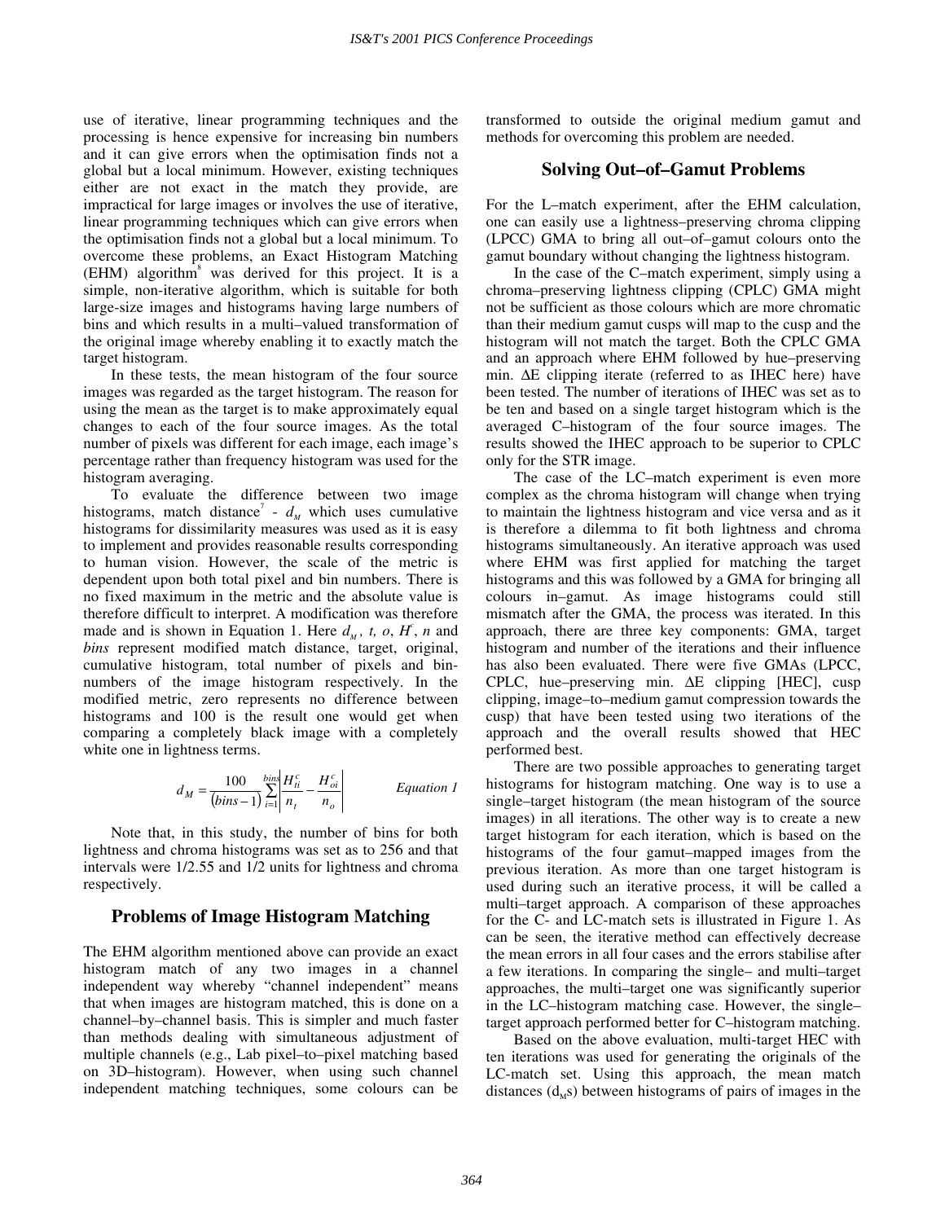use of iterative, linear programming techniques and the processing is hence expensive for increasing bin numbers and it can give errors when the optimisation finds not a global but a local minimum. However, existing techniques either are not exact in the match they provide, are impractical for large images or involves the use of iterative, linear programming techniques which can give errors when the optimisation finds not a global but a local minimum. To overcome these problems, an Exact Histogram Matching (EHM) algorithm[8] was derived for this project. It is a simple, non-iterative algorithm, which is suitable for both large-size images and histograms having large numbers of bins and which results in a multi–valued transformation of the original image whereby enabling it to exactly match the target histogram.

In these tests, the mean histogram of the four source images was regarded as the target histogram. The reason for using the mean as the target is to make approximately equal changes to each of the four source images. As the total number of pixels was different for each image, each image's percentage rather than frequency histogram was used for the histogram averaging.

To evaluate the difference between two image histograms, match distance[7] - $d_M$ which uses cumulative histograms for dissimilarity measures was used as it is easy to implement and provides reasonable results corresponding to human vision. However, the scale of the metric is dependent upon both total pixel and bin numbers. There is no fixed maximum in the metric and the absolute value is therefore difficult to interpret. A modification was therefore made and is shown in Equation 1. Here $d_M$, *t, o*, $H^c$, *n* and *bins* represent modified match distance, target, original, cumulative histogram, total number of pixels and bin-numbers of the image histogram respectively. In the modified metric, zero represents no difference between histograms and 100 is the result one would get when comparing a completely black image with a completely white one in lightness terms.

$$d_M = \frac{100}{(bins-1)} \sum_{i=1}^{bins} \left| \frac{H_{ti}^C}{n_t} - \frac{H_{oi}^c}{n_o} \right| \qquad \text{Equation 1}$$

Note that, in this study, the number of bins for both lightness and chroma histograms was set as to 256 and that intervals were 1/2.55 and 1/2 units for lightness and chroma respectively.

## Problems of Image Histogram Matching

The EHM algorithm mentioned above can provide an exact histogram match of any two images in a channel independent way whereby "channel independent" means that when images are histogram matched, this is done on a channel–by–channel basis. This is simpler and much faster than methods dealing with simultaneous adjustment of multiple channels (e.g., Lab pixel–to–pixel matching based on 3D–histogram). However, when using such channel independent matching techniques, some colours can be transformed to outside the original medium gamut and methods for overcoming this problem are needed.

## Solving Out–of–Gamut Problems

For the L–match experiment, after the EHM calculation, one can easily use a lightness–preserving chroma clipping (LPCC) GMA to bring all out–of–gamut colours onto the gamut boundary without changing the lightness histogram.

In the case of the C–match experiment, simply using a chroma–preserving lightness clipping (CPLC) GMA might not be sufficient as those colours which are more chromatic than their medium gamut cusps will map to the cusp and the histogram will not match the target. Both the CPLC GMA and an approach where EHM followed by hue–preserving min. ΔE clipping iterate (referred to as IHEC here) have been tested. The number of iterations of IHEC was set as to be ten and based on a single target histogram which is the averaged C–histogram of the four source images. The results showed the IHEC approach to be superior to CPLC only for the STR image.

The case of the LC–match experiment is even more complex as the chroma histogram will change when trying to maintain the lightness histogram and vice versa and as it is therefore a dilemma to fit both lightness and chroma histograms simultaneously. An iterative approach was used where EHM was first applied for matching the target histograms and this was followed by a GMA for bringing all colours in–gamut. As image histograms could still mismatch after the GMA, the process was iterated. In this approach, there are three key components: GMA, target histogram and number of the iterations and their influence has also been evaluated. There were five GMAs (LPCC, CPLC, hue–preserving min. ΔE clipping [HEC], cusp clipping, image–to–medium gamut compression towards the cusp) that have been tested using two iterations of the approach and the overall results showed that HEC performed best.

There are two possible approaches to generating target histograms for histogram matching. One way is to use a single–target histogram (the mean histogram of the source images) in all iterations. The other way is to create a new target histogram for each iteration, which is based on the histograms of the four gamut–mapped images from the previous iteration. As more than one target histogram is used during such an iterative process, it will be called a multi–target approach. A comparison of these approaches for the C- and LC-match sets is illustrated in Figure 1. As can be seen, the iterative method can effectively decrease the mean errors in all four cases and the errors stabilise after a few iterations. In comparing the single– and multi–target approaches, the multi–target one was significantly superior in the LC–histogram matching case. However, the single–target approach performed better for C–histogram matching.

Based on the above evaluation, multi-target HEC with ten iterations was used for generating the originals of the LC-match set. Using this approach, the mean match distances ($d_M$s) between histograms of pairs of images in the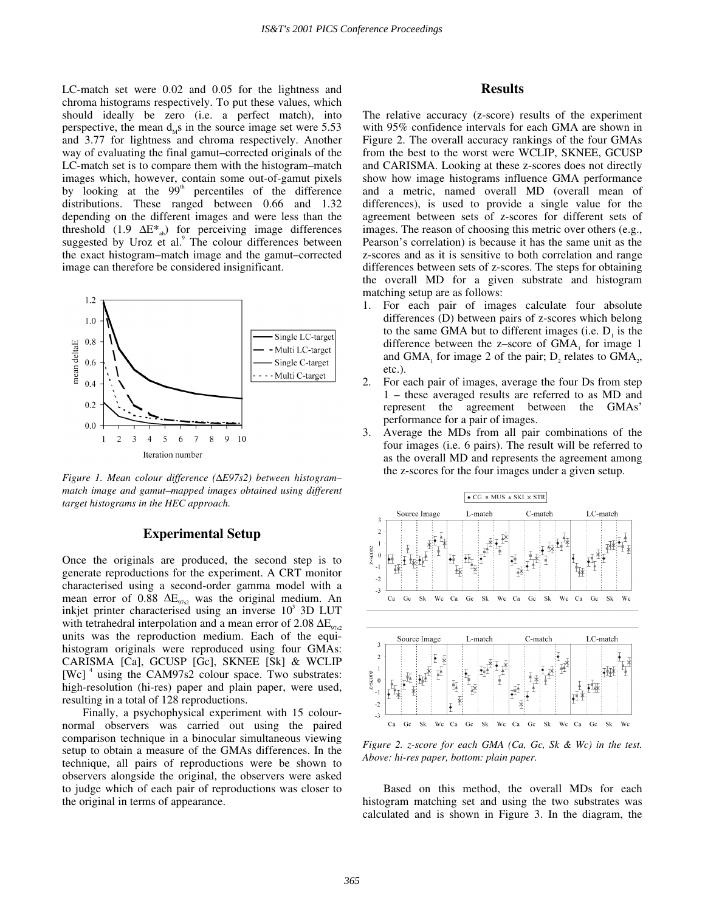LC-match set were 0.02 and 0.05 for the lightness and chroma histograms respectively. To put these values, which should ideally be zero (i.e. a perfect match), into perspective, the mean $d_M$s in the source image set were 5.53 and 3.77 for lightness and chroma respectively. Another way of evaluating the final gamut–corrected originals of the LC-match set is to compare them with the histogram–match images which, however, contain some out-of-gamut pixels by looking at the 99[th] percentiles of the difference distributions. These ranged between 0.66 and 1.32 depending on the different images and were less than the threshold (1.9 $\Delta E^*_{ab}$) for perceiving image differences suggested by Uroz et al.[9] The colour differences between the exact histogram–match image and the gamut–corrected image can therefore be considered insignificant.

*Figure 1. Mean colour difference ($\Delta E97s2$) between histogram–match image and gamut–mapped images obtained using different target histograms in the HEC approach.*

## Experimental Setup

Once the originals are produced, the second step is to generate reproductions for the experiment. A CRT monitor characterised using a second-order gamma model with a mean error of 0.88 $\Delta E_{97s2}$ was the original medium. An inkjet printer characterised using an inverse $10^3$ 3D LUT with tetrahedral interpolation and a mean error of 2.08 $\Delta E_{97s2}$ units was the reproduction medium. Each of the equi-histogram originals were reproduced using four GMAs: CARISMA [Ca], GCUSP [Gc], SKNEE [Sk] & WCLIP [Wc] [4] using the CAM97s2 colour space. Two substrates: high-resolution (hi-res) paper and plain paper, were used, resulting in a total of 128 reproductions.

Finally, a psychophysical experiment with 15 colour-normal observers was carried out using the paired comparison technique in a binocular simultaneous viewing setup to obtain a measure of the GMAs differences. In the technique, all pairs of reproductions were be shown to observers alongside the original, the observers were asked to judge which of each pair of reproductions was closer to the original in terms of appearance.

## Results

The relative accuracy (z-score) results of the experiment with 95% confidence intervals for each GMA are shown in Figure 2. The overall accuracy rankings of the four GMAs from the best to the worst were WCLIP, SKNEE, GCUSP and CARISMA. Looking at these z-scores does not directly show how image histograms influence GMA performance and a metric, named overall MD (overall mean of differences), is used to provide a single value for the agreement between sets of z-scores for different sets of images. The reason of choosing this metric over others (e.g., Pearson's correlation) is because it has the same unit as the z-scores and as it is sensitive to both correlation and range differences between sets of z-scores. The steps for obtaining the overall MD for a given substrate and histogram matching setup are as follows:

1. For each pair of images calculate four absolute differences (D) between pairs of z-scores which belong to the same GMA but to different images (i.e. $D_1$ is the difference between the z–score of $GMA_1$ for image 1 and $GMA_1$ for image 2 of the pair; $D_2$ relates to $GMA_2$, etc.).
2. For each pair of images, average the four Ds from step 1 – these averaged results are referred to as MD and represent the agreement between the GMAs' performance for a pair of images.
3. Average the MDs from all pair combinations of the four images (i.e. 6 pairs). The result will be referred to as the overall MD and represents the agreement among the z-scores for the four images under a given setup.

*Figure 2. z-score for each GMA (Ca, Gc, Sk & Wc) in the test. Above: hi-res paper, bottom: plain paper.*

Based on this method, the overall MDs for each histogram matching set and using the two substrates was calculated and is shown in Figure 3. In the diagram, the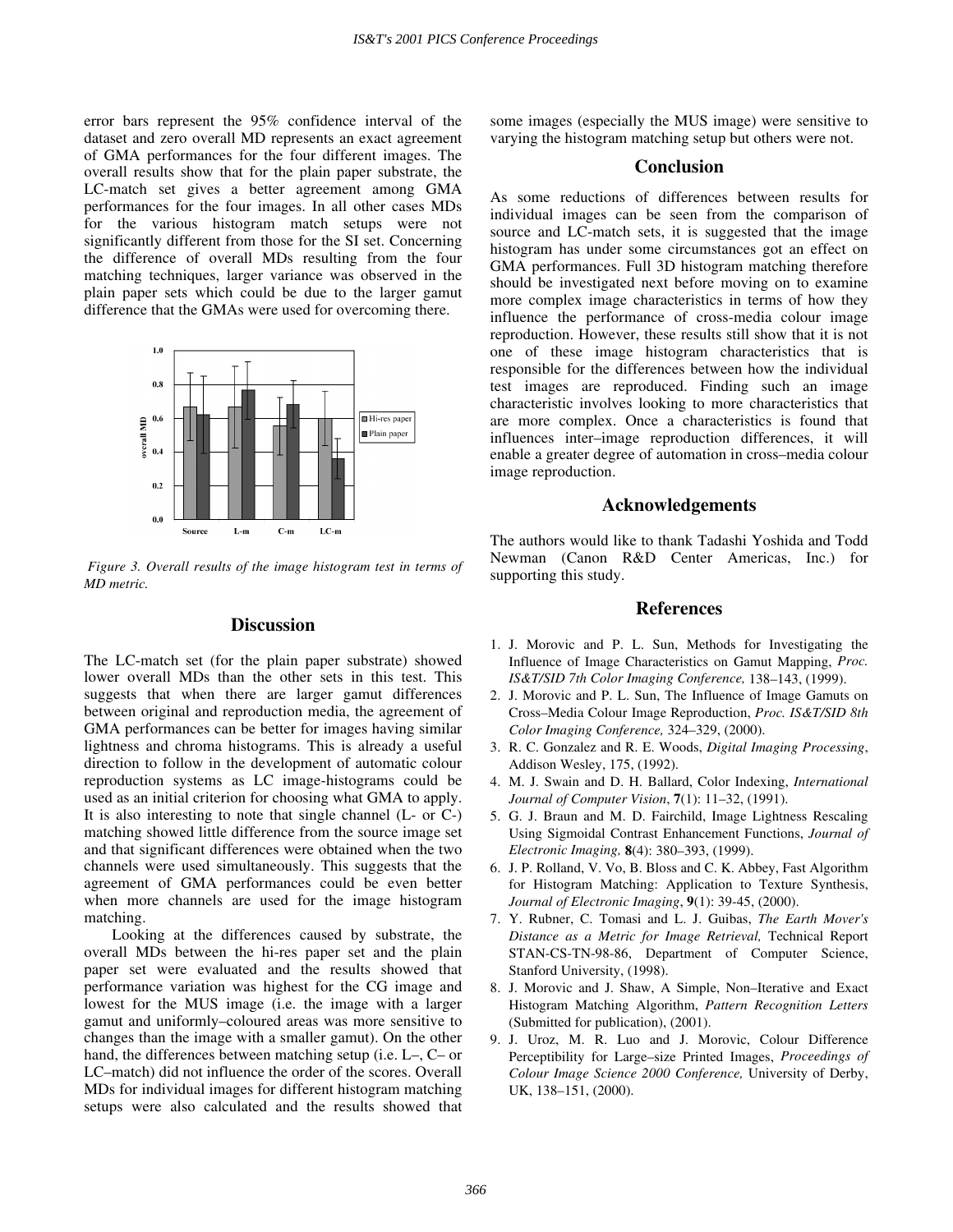error bars represent the 95% confidence interval of the dataset and zero overall MD represents an exact agreement of GMA performances for the four different images. The overall results show that for the plain paper substrate, the LC-match set gives a better agreement among GMA performances for the four images. In all other cases MDs for the various histogram match setups were not significantly different from those for the SI set. Concerning the difference of overall MDs resulting from the four matching techniques, larger variance was observed in the plain paper sets which could be due to the larger gamut difference that the GMAs were used for overcoming there.

*Figure 3. Overall results of the image histogram test in terms of MD metric.*

## Discussion

The LC-match set (for the plain paper substrate) showed lower overall MDs than the other sets in this test. This suggests that when there are larger gamut differences between original and reproduction media, the agreement of GMA performances can be better for images having similar lightness and chroma histograms. This is already a useful direction to follow in the development of automatic colour reproduction systems as LC image-histograms could be used as an initial criterion for choosing what GMA to apply. It is also interesting to note that single channel (L- or C-) matching showed little difference from the source image set and that significant differences were obtained when the two channels were used simultaneously. This suggests that the agreement of GMA performances could be even better when more channels are used for the image histogram matching.

Looking at the differences caused by substrate, the overall MDs between the hi-res paper set and the plain paper set were evaluated and the results showed that performance variation was highest for the CG image and lowest for the MUS image (i.e. the image with a larger gamut and uniformly–coloured areas was more sensitive to changes than the image with a smaller gamut). On the other hand, the differences between matching setup (i.e. L–, C– or LC–match) did not influence the order of the scores. Overall MDs for individual images for different histogram matching setups were also calculated and the results showed that some images (especially the MUS image) were sensitive to varying the histogram matching setup but others were not.

## Conclusion

As some reductions of differences between results for individual images can be seen from the comparison of source and LC-match sets, it is suggested that the image histogram has under some circumstances got an effect on GMA performances. Full 3D histogram matching therefore should be investigated next before moving on to examine more complex image characteristics in terms of how they influence the performance of cross-media colour image reproduction. However, these results still show that it is not one of these image histogram characteristics that is responsible for the differences between how the individual test images are reproduced. Finding such an image characteristic involves looking to more characteristics that are more complex. Once a characteristics is found that influences inter–image reproduction differences, it will enable a greater degree of automation in cross–media colour image reproduction.

## Acknowledgements

The authors would like to thank Tadashi Yoshida and Todd Newman (Canon R&D Center Americas, Inc.) for supporting this study.

## References

1. J. Morovic and P. L. Sun, Methods for Investigating the Influence of Image Characteristics on Gamut Mapping, *Proc. IS&T/SID 7th Color Imaging Conference,* 138–143, (1999).
2. J. Morovic and P. L. Sun, The Influence of Image Gamuts on Cross–Media Colour Image Reproduction, *Proc. IS&T/SID 8th Color Imaging Conference,* 324–329, (2000).
3. R. C. Gonzalez and R. E. Woods, *Digital Imaging Processing*, Addison Wesley, 175, (1992).
4. M. J. Swain and D. H. Ballard, Color Indexing, *International Journal of Computer Vision*, **7**(1): 11–32, (1991).
5. G. J. Braun and M. D. Fairchild, Image Lightness Rescaling Using Sigmoidal Contrast Enhancement Functions, *Journal of Electronic Imaging,* **8**(4): 380–393, (1999).
6. J. P. Rolland, V. Vo, B. Bloss and C. K. Abbey, Fast Algorithm for Histogram Matching: Application to Texture Synthesis, *Journal of Electronic Imaging*, **9**(1): 39-45, (2000).
7. Y. Rubner, C. Tomasi and L. J. Guibas, *The Earth Mover's Distance as a Metric for Image Retrieval,* Technical Report STAN-CS-TN-98-86, Department of Computer Science, Stanford University, (1998).
8. J. Morovic and J. Shaw, A Simple, Non–Iterative and Exact Histogram Matching Algorithm, *Pattern Recognition Letters* (Submitted for publication), (2001).
9. J. Uroz, M. R. Luo and J. Morovic, Colour Difference Perceptibility for Large–size Printed Images, *Proceedings of Colour Image Science 2000 Conference,* University of Derby, UK, 138–151, (2000).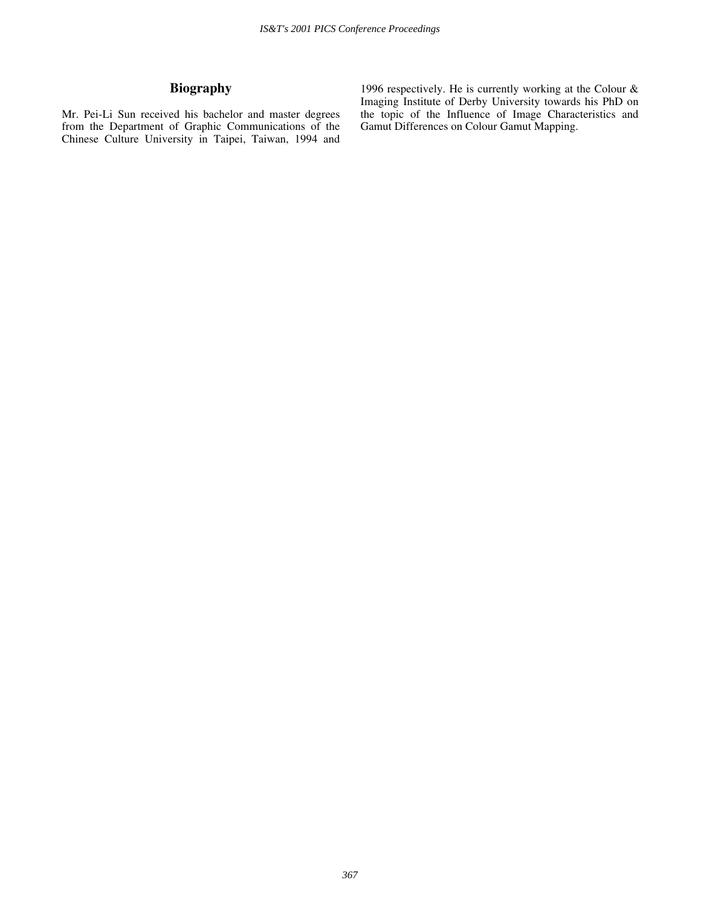## Biography

Mr. Pei-Li Sun received his bachelor and master degrees from the Department of Graphic Communications of the Chinese Culture University in Taipei, Taiwan, 1994 and 1996 respectively. He is currently working at the Colour & Imaging Institute of Derby University towards his PhD on the topic of the Influence of Image Characteristics and Gamut Differences on Colour Gamut Mapping.